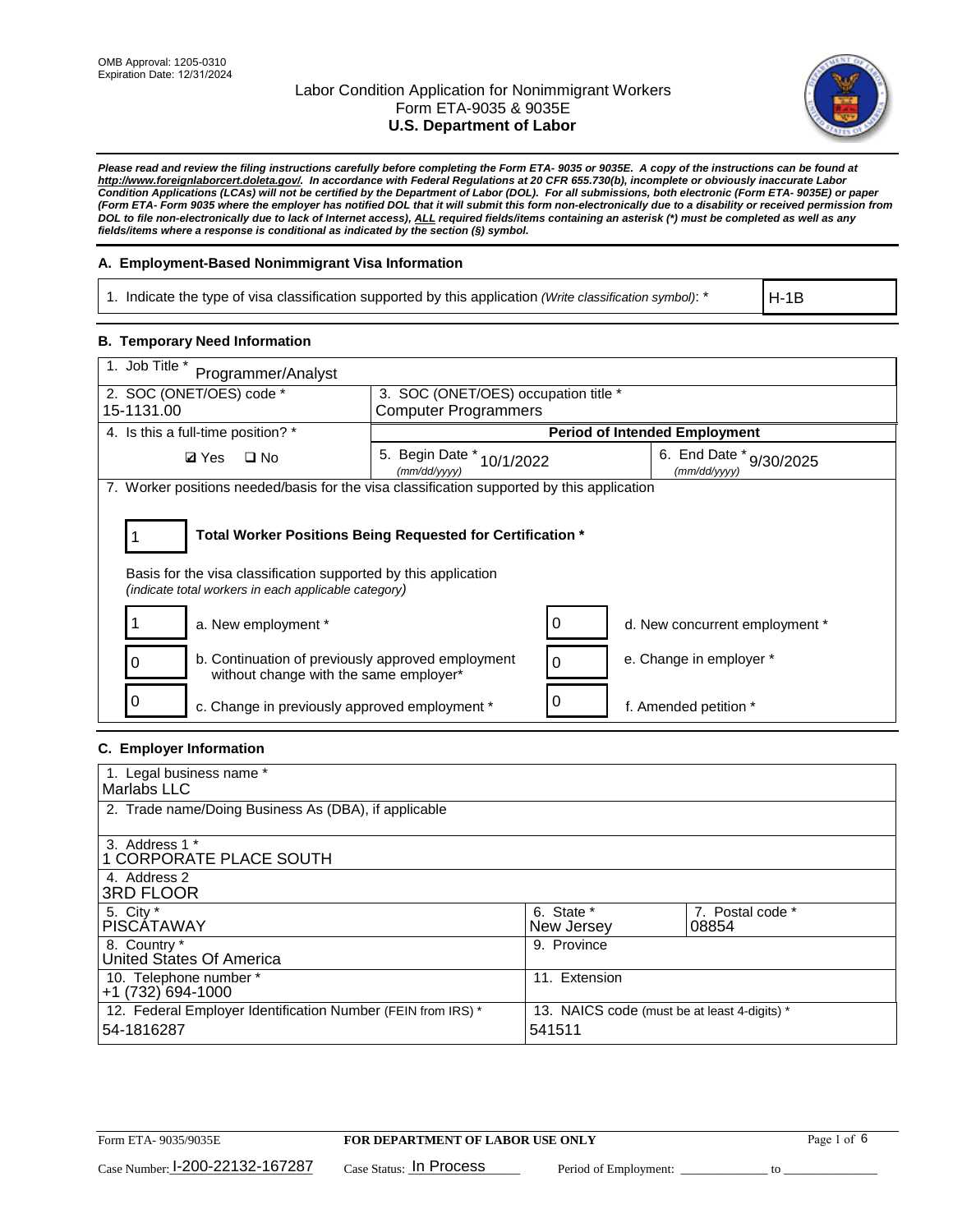OMB Approval: 1205-0310
Expiration Date: 12/31/2024

# Labor Condition Application for Nonimmigrant Workers
## Form ETA-9035 & 9035E
## U.S. Department of Labor

***Please read and review the filing instructions carefully before completing the Form ETA- 9035 or 9035E. A copy of the instructions can be found at http://www.foreignlaborcert.doleta.gov/. In accordance with Federal Regulations at 20 CFR 655.730(b), incomplete or obviously inaccurate Labor Condition Applications (LCAs) will not be certified by the Department of Labor (DOL). For all submissions, both electronic (Form ETA- 9035E) or paper (Form ETA- Form 9035 where the employer has notified DOL that it will submit this form non-electronically due to a disability or received permission from DOL to file non-electronically due to lack of Internet access), ALL required fields/items containing an asterisk (*) must be completed as well as any fields/items where a response is conditional as indicated by the section (§) symbol.***

### A. Employment-Based Nonimmigrant Visa Information

| 1. Indicate the type of visa classification supported by this application *(Write classification symbol)*: * | H-1B |
|---|---|

### B. Temporary Need Information

| 1. Job Title * Programmer/Analyst | | |
|---|---|---|
| 2. SOC (ONET/OES) code * 15-1131.00 | 3. SOC (ONET/OES) occupation title * Computer Programmers | |
| 4. Is this a full-time position? * | **Period of Intended Employment** | |
| ☑ Yes ☐ No | 5. Begin Date * (mm/dd/yyyy) 10/1/2022 | 6. End Date * (mm/dd/yyyy) 9/30/2025 |

7. Worker positions needed/basis for the visa classification supported by this application

**1** — **Total Worker Positions Being Requested for Certification ***

Basis for the visa classification supported by this application
*(indicate total workers in each applicable category)*

| | | | |
|---|---|---|---|
| 1 | a. New employment * | 0 | d. New concurrent employment * |
| 0 | b. Continuation of previously approved employment without change with the same employer* | 0 | e. Change in employer * |
| 0 | c. Change in previously approved employment * | 0 | f. Amended petition * |

### C. Employer Information

| | | |
|---|---|---|
| 1. Legal business name * Marlabs LLC | | |
| 2. Trade name/Doing Business As (DBA), if applicable | | |
| 3. Address 1 * 1 CORPORATE PLACE SOUTH | | |
| 4. Address 2 3RD FLOOR | | |
| 5. City * PISCATAWAY | 6. State * New Jersey | 7. Postal code * 08854 |
| 8. Country * United States Of America | 9. Province | |
| 10. Telephone number * +1 (732) 694-1000 | 11. Extension | |
| 12. Federal Employer Identification Number (FEIN from IRS) * 54-1816287 | 13. NAICS code (must be at least 4-digits) * 541511 | |

Form ETA- 9035/9035E — **FOR DEPARTMENT OF LABOR USE ONLY**

Case Number: I-200-22132-167287 Case Status: In Process Period of Employment: ______________ to ______________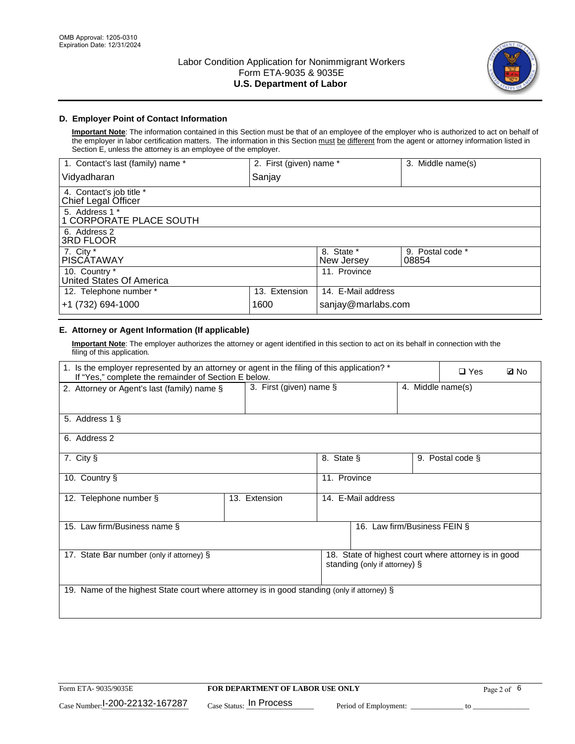OMB Approval: 1205-0310
Expiration Date: 12/31/2024

# Labor Condition Application for Nonimmigrant Workers
Form ETA-9035 & 9035E
**U.S. Department of Labor**

## D. Employer Point of Contact Information

**Important Note**: The information contained in this Section must be that of an employee of the employer who is authorized to act on behalf of the employer in labor certification matters. The information in this Section must be different from the agent or attorney information listed in Section E, unless the attorney is an employee of the employer.

| 1. Contact's last (family) name * | 2. First (given) name * | | 3. Middle name(s) |
|---|---|---|---|
| Vidyadharan | Sanjay | | |
| 4. Contact's job title * Chief Legal Officer | | | |
| 5. Address 1 * 1 CORPORATE PLACE SOUTH | | | |
| 6. Address 2 3RD FLOOR | | | |
| 7. City * PISCATAWAY | | 8. State * New Jersey | 9. Postal code * 08854 |
| 10. Country * United States Of America | | 11. Province | |
| 12. Telephone number * | 13. Extension | 14. E-Mail address | |
| +1 (732) 694-1000 | 1600 | sanjay@marlabs.com | |

## E. Attorney or Agent Information (If applicable)

**Important Note**: The employer authorizes the attorney or agent identified in this section to act on its behalf in connection with the filing of this application.

| 1. Is the employer represented by an attorney or agent in the filing of this application? * If "Yes," complete the remainder of Section E below. | | ❑ Yes | ☑ No |
|---|---|---|---|
| 2. Attorney or Agent's last (family) name § | 3. First (given) name § | 4. Middle name(s) | |
| 5. Address 1 § | | | |
| 6. Address 2 | | | |
| 7. City § | 8. State § | 9. Postal code § | |
| 10. Country § | 11. Province | | |
| 12. Telephone number § | 13. Extension | 14. E-Mail address | |
| 15. Law firm/Business name § | | 16. Law firm/Business FEIN § | |
| 17. State Bar number (only if attorney) § | | 18. State of highest court where attorney is in good standing (only if attorney) § | |
| 19. Name of the highest State court where attorney is in good standing (only if attorney) § | | | |

Form ETA- 9035/9035E | **FOR DEPARTMENT OF LABOR USE ONLY**

Case Number: I-200-22132-167287 Case Status: In Process Period of Employment: _____________ to _______________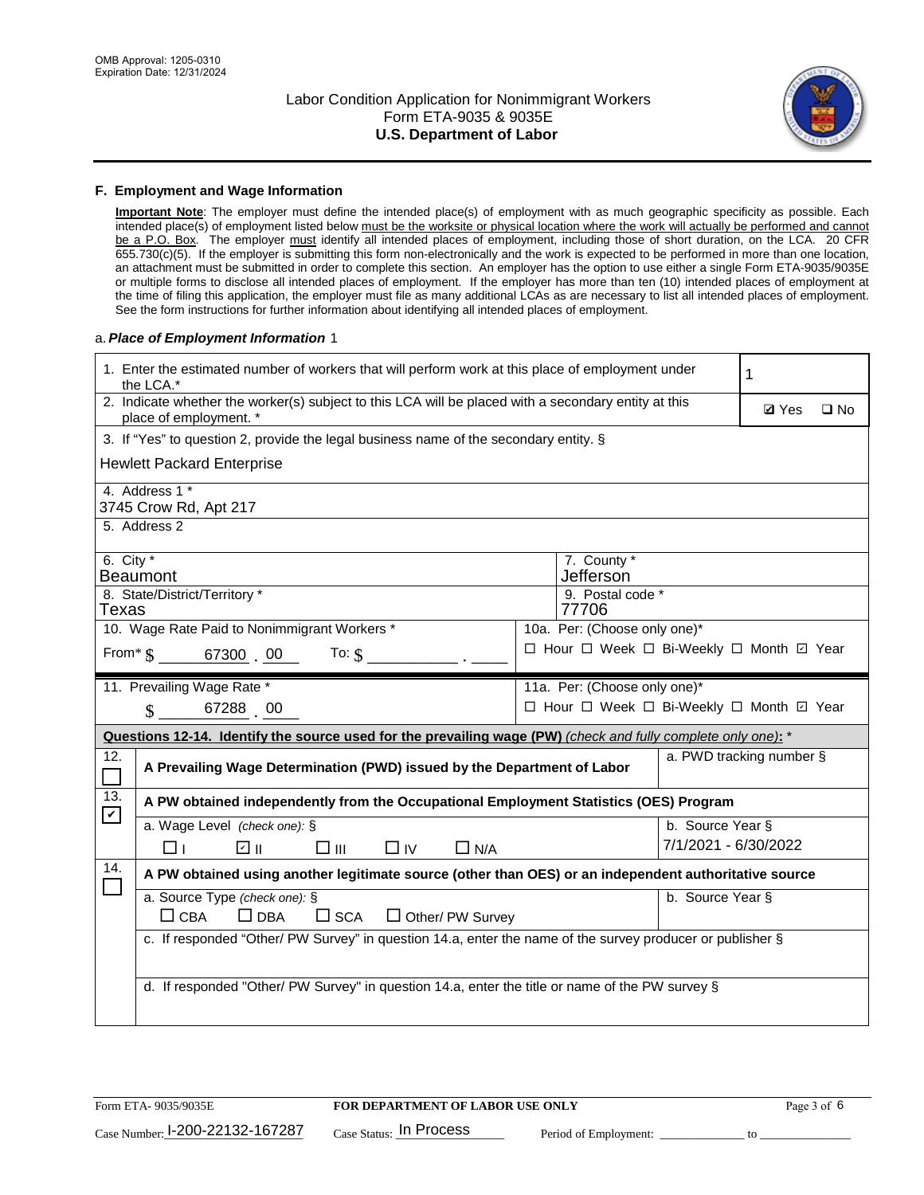OMB Approval: 1205-0310
Expiration Date: 12/31/2024

# Labor Condition Application for Nonimmigrant Workers
## Form ETA-9035 & 9035E
## U.S. Department of Labor

### F. Employment and Wage Information

**Important Note**: The employer must define the intended place(s) of employment with as much geographic specificity as possible. Each intended place(s) of employment listed below must be the worksite or physical location where the work will actually be performed and cannot be a P.O. Box. The employer must identify all intended places of employment, including those of short duration, on the LCA. 20 CFR 655.730(c)(5). If the employer is submitting this form non-electronically and the work is expected to be performed in more than one location, an attachment must be submitted in order to complete this section. An employer has the option to use either a single Form ETA-9035/9035E or multiple forms to disclose all intended places of employment. If the employer has more than ten (10) intended places of employment at the time of filing this application, the employer must file as many additional LCAs as are necessary to list all intended places of employment. See the form instructions for further information about identifying all intended places of employment.

a. ***Place of Employment Information*** 1

| | |
|---|---|
| 1. Enter the estimated number of workers that will perform work at this place of employment under the LCA.* | 1 |
| 2. Indicate whether the worker(s) subject to this LCA will be placed with a secondary entity at this place of employment. * | ☑ Yes ☐ No |

3. If "Yes" to question 2, provide the legal business name of the secondary entity. §

Hewlett Packard Enterprise

4. Address 1 *
3745 Crow Rd, Apt 217

5. Address 2

| | |
|---|---|
| 6. City * <br> Beaumont | 7. County * <br> Jefferson |
| 8. State/District/Territory * <br> Texas | 9. Postal code * <br> 77706 |
| 10. Wage Rate Paid to Nonimmigrant Workers * <br> From* $ 67300 . 00 To: $ ______ . ____ | 10a. Per: (Choose only one)* <br> ☐ Hour ☐ Week ☐ Bi-Weekly ☐ Month ☑ Year |
| 11. Prevailing Wage Rate * <br> $ 67288 . 00 | 11a. Per: (Choose only one)* <br> ☐ Hour ☐ Week ☐ Bi-Weekly ☐ Month ☑ Year |

**Questions 12-14. Identify the source used for the prevailing wage (PW)** *(check and fully complete only one)*: *

| | | |
|---|---|---|
| 12. ☐ | **A Prevailing Wage Determination (PWD) issued by the Department of Labor** | a. PWD tracking number § |
| 13. ☑ | **A PW obtained independently from the Occupational Employment Statistics (OES) Program** | |
| | a. Wage Level *(check one)*: § <br> ☐ I ☑ II ☐ III ☐ IV ☐ N/A | b. Source Year § <br> 7/1/2021 - 6/30/2022 |
| 14. ☐ | **A PW obtained using another legitimate source (other than OES) or an independent authoritative source** | |
| | a. Source Type *(check one)*: § <br> ☐ CBA ☐ DBA ☐ SCA ☐ Other/ PW Survey | b. Source Year § |
| | c. If responded "Other/ PW Survey" in question 14.a, enter the name of the survey producer or publisher § | |
| | d. If responded "Other/ PW Survey" in question 14.a, enter the title or name of the PW survey § | |

Form ETA- 9035/9035E **FOR DEPARTMENT OF LABOR USE ONLY**

Case Number: I-200-22132-167287 Case Status: In Process Period of Employment: ____________ to ____________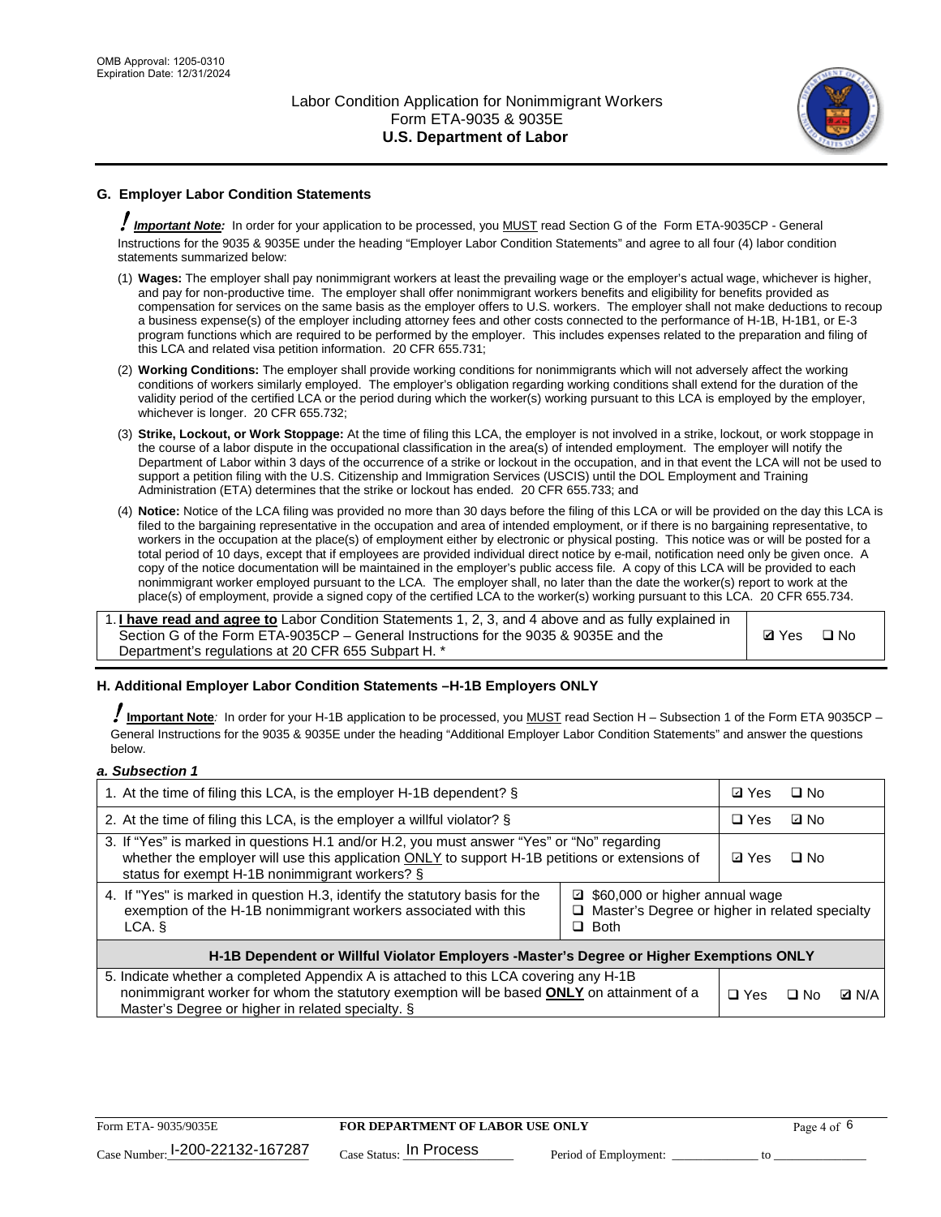## G. Employer Labor Condition Statements

! ***Important Note:*** In order for your application to be processed, you MUST read Section G of the Form ETA-9035CP - General Instructions for the 9035 & 9035E under the heading "Employer Labor Condition Statements" and agree to all four (4) labor condition statements summarized below:

(1) **Wages:** The employer shall pay nonimmigrant workers at least the prevailing wage or the employer's actual wage, whichever is higher, and pay for non-productive time. The employer shall offer nonimmigrant workers benefits and eligibility for benefits provided as compensation for services on the same basis as the employer offers to U.S. workers. The employer shall not make deductions to recoup a business expense(s) of the employer including attorney fees and other costs connected to the performance of H-1B, H-1B1, or E-3 program functions which are required to be performed by the employer. This includes expenses related to the preparation and filing of this LCA and related visa petition information. 20 CFR 655.731;

(2) **Working Conditions:** The employer shall provide working conditions for nonimmigrants which will not adversely affect the working conditions of workers similarly employed. The employer's obligation regarding working conditions shall extend for the duration of the validity period of the certified LCA or the period during which the worker(s) working pursuant to this LCA is employed by the employer, whichever is longer. 20 CFR 655.732;

(3) **Strike, Lockout, or Work Stoppage:** At the time of filing this LCA, the employer is not involved in a strike, lockout, or work stoppage in the course of a labor dispute in the occupational classification in the area(s) of intended employment. The employer will notify the Department of Labor within 3 days of the occurrence of a strike or lockout in the occupation, and in that event the LCA will not be used to support a petition filing with the U.S. Citizenship and Immigration Services (USCIS) until the DOL Employment and Training Administration (ETA) determines that the strike or lockout has ended. 20 CFR 655.733; and

(4) **Notice:** Notice of the LCA filing was provided no more than 30 days before the filing of this LCA or will be provided on the day this LCA is filed to the bargaining representative in the occupation and area of intended employment, or if there is no bargaining representative, to workers in the occupation at the place(s) of employment either by electronic or physical posting. This notice was or will be posted for a total period of 10 days, except that if employees are provided individual direct notice by e-mail, notification need only be given once. A copy of the notice documentation will be maintained in the employer's public access file. A copy of this LCA will be provided to each nonimmigrant worker employed pursuant to the LCA. The employer shall, no later than the date the worker(s) report to work at the place(s) of employment, provide a signed copy of the certified LCA to the worker(s) working pursuant to this LCA. 20 CFR 655.734.

| | |
|---|---|
| 1. **I have read and agree to** Labor Condition Statements 1, 2, 3, and 4 above and as fully explained in Section G of the Form ETA-9035CP – General Instructions for the 9035 & 9035E and the Department's regulations at 20 CFR 655 Subpart H. * | ☑ Yes ☐ No |

## H. Additional Employer Labor Condition Statements –H-1B Employers ONLY

! **Important Note**: In order for your H-1B application to be processed, you MUST read Section H – Subsection 1 of the Form ETA 9035CP – General Instructions for the 9035 & 9035E under the heading "Additional Employer Labor Condition Statements" and answer the questions below.

***a. Subsection 1***

| | | |
|---|---|---|
| 1. At the time of filing this LCA, is the employer H-1B dependent? § | | ☑ Yes ☐ No |
| 2. At the time of filing this LCA, is the employer a willful violator? § | | ☐ Yes ☑ No |
| 3. If "Yes" is marked in questions H.1 and/or H.2, you must answer "Yes" or "No" regarding whether the employer will use this application ONLY to support H-1B petitions or extensions of status for exempt H-1B nonimmigrant workers? § | | ☑ Yes ☐ No |
| 4. If "Yes" is marked in question H.3, identify the statutory basis for the exemption of the H-1B nonimmigrant workers associated with this LCA. § | ☑ $60,000 or higher annual wage<br>☐ Master's Degree or higher in related specialty<br>☐ Both | |
| **H-1B Dependent or Willful Violator Employers -Master's Degree or Higher Exemptions ONLY** | | |
| 5. Indicate whether a completed Appendix A is attached to this LCA covering any H-1B nonimmigrant worker for whom the statutory exemption will be based **ONLY** on attainment of a Master's Degree or higher in related specialty. § | | ☐ Yes ☐ No ☑ N/A |

Form ETA- 9035/9035E **FOR DEPARTMENT OF LABOR USE ONLY**

Case Number: I-200-22132-167287 Case Status: In Process Period of Employment: _____________ to _____________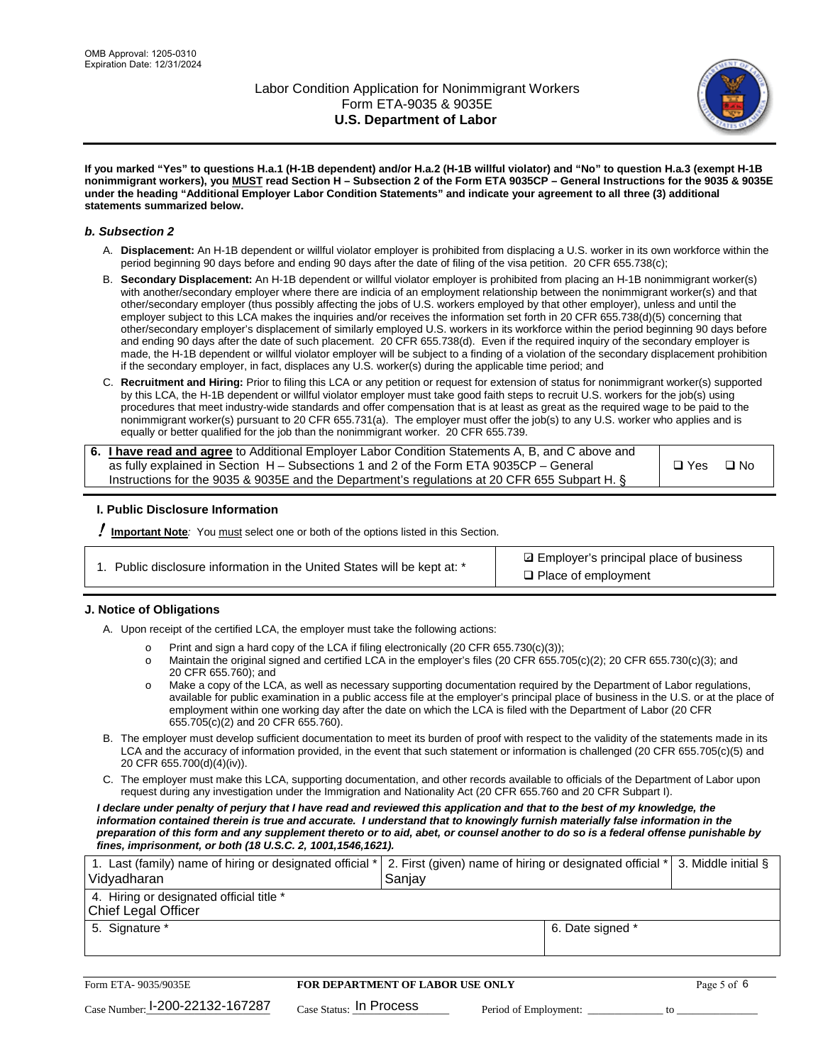**If you marked "Yes" to questions H.a.1 (H-1B dependent) and/or H.a.2 (H-1B willful violator) and "No" to question H.a.3 (exempt H-1B nonimmigrant workers), you MUST read Section H – Subsection 2 of the Form ETA 9035CP – General Instructions for the 9035 & 9035E under the heading "Additional Employer Labor Condition Statements" and indicate your agreement to all three (3) additional statements summarized below.**

### *b. Subsection 2*

A. **Displacement:** An H-1B dependent or willful violator employer is prohibited from displacing a U.S. worker in its own workforce within the period beginning 90 days before and ending 90 days after the date of filing of the visa petition. 20 CFR 655.738(c);

B. **Secondary Displacement:** An H-1B dependent or willful violator employer is prohibited from placing an H-1B nonimmigrant worker(s) with another/secondary employer where there are indicia of an employment relationship between the nonimmigrant worker(s) and that other/secondary employer (thus possibly affecting the jobs of U.S. workers employed by that other employer), unless and until the employer subject to this LCA makes the inquiries and/or receives the information set forth in 20 CFR 655.738(d)(5) concerning that other/secondary employer's displacement of similarly employed U.S. workers in its workforce within the period beginning 90 days before and ending 90 days after the date of such placement. 20 CFR 655.738(d). Even if the required inquiry of the secondary employer is made, the H-1B dependent or willful violator employer will be subject to a finding of a violation of the secondary displacement prohibition if the secondary employer, in fact, displaces any U.S. worker(s) during the applicable time period; and

C. **Recruitment and Hiring:** Prior to filing this LCA or any petition or request for extension of status for nonimmigrant worker(s) supported by this LCA, the H-1B dependent or willful violator employer must take good faith steps to recruit U.S. workers for the job(s) using procedures that meet industry-wide standards and offer compensation that is at least as great as the required wage to be paid to the nonimmigrant worker(s) pursuant to 20 CFR 655.731(a). The employer must offer the job(s) to any U.S. worker who applies and is equally or better qualified for the job than the nonimmigrant worker. 20 CFR 655.739.

| | |
|---|---|
| 6. **I have read and agree** to Additional Employer Labor Condition Statements A, B, and C above and as fully explained in Section H – Subsections 1 and 2 of the Form ETA 9035CP – General Instructions for the 9035 & 9035E and the Department's regulations at 20 CFR 655 Subpart H. § | ❑ Yes ❑ No |

## I. Public Disclosure Information

**! Important Note***:* You must select one or both of the options listed in this Section.

| | |
|---|---|
| 1. Public disclosure information in the United States will be kept at: * | ☑ Employer's principal place of business<br>❑ Place of employment |

## J. Notice of Obligations

A. Upon receipt of the certified LCA, the employer must take the following actions:

- Print and sign a hard copy of the LCA if filing electronically (20 CFR 655.730(c)(3));
- Maintain the original signed and certified LCA in the employer's files (20 CFR 655.705(c)(2); 20 CFR 655.730(c)(3); and 20 CFR 655.760); and
- Make a copy of the LCA, as well as necessary supporting documentation required by the Department of Labor regulations, available for public examination in a public access file at the employer's principal place of business in the U.S. or at the place of employment within one working day after the date on which the LCA is filed with the Department of Labor (20 CFR 655.705(c)(2) and 20 CFR 655.760).

B. The employer must develop sufficient documentation to meet its burden of proof with respect to the validity of the statements made in its LCA and the accuracy of information provided, in the event that such statement or information is challenged (20 CFR 655.705(c)(5) and 20 CFR 655.700(d)(4)(iv)).

C. The employer must make this LCA, supporting documentation, and other records available to officials of the Department of Labor upon request during any investigation under the Immigration and Nationality Act (20 CFR 655.760 and 20 CFR Subpart I).

***I declare under penalty of perjury that I have read and reviewed this application and that to the best of my knowledge, the information contained therein is true and accurate. I understand that to knowingly furnish materially false information in the preparation of this form and any supplement thereto or to aid, abet, or counsel another to do so is a federal offense punishable by fines, imprisonment, or both (18 U.S.C. 2, 1001,1546,1621).***

| 1. Last (family) name of hiring or designated official * | 2. First (given) name of hiring or designated official * | 3. Middle initial § |
|---|---|---|
| Vidyadharan | Sanjay | |
| 4. Hiring or designated official title * | | |
| Chief Legal Officer | | |
| 5. Signature * | 6. Date signed * | |
| | | |

Form ETA- 9035/9035E | **FOR DEPARTMENT OF LABOR USE ONLY**

Case Number: I-200-22132-167287 Case Status: In Process Period of Employment: _____________ to _____________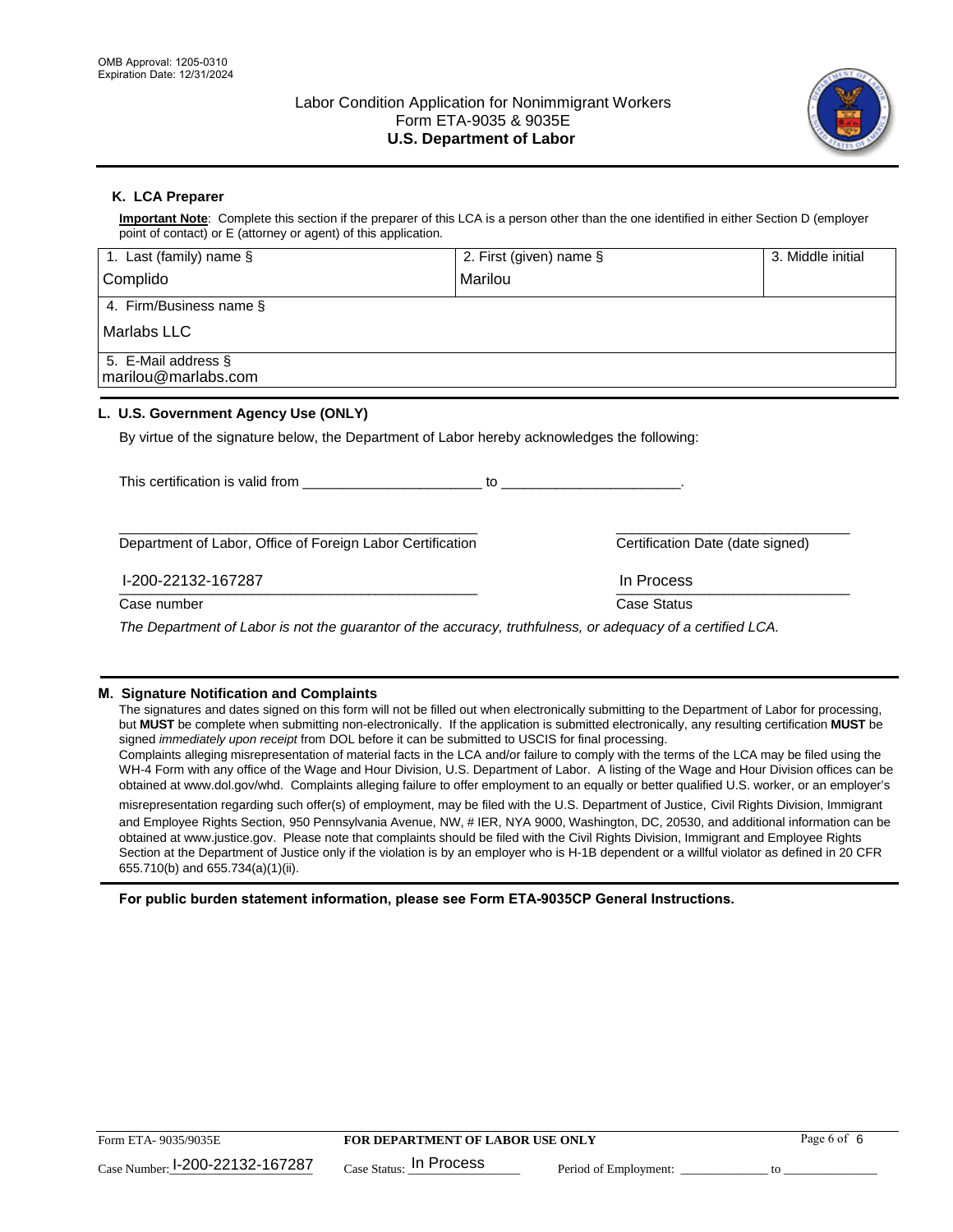## K. LCA Preparer

**Important Note**: Complete this section if the preparer of this LCA is a person other than the one identified in either Section D (employer point of contact) or E (attorney or agent) of this application.

| 1. Last (family) name § | 2. First (given) name § | 3. Middle initial |
|---|---|---|
| Complido | Marilou | |
| 4. Firm/Business name § | | |
| Marlabs LLC | | |
| 5. E-Mail address § | | |
| marilou@marlabs.com | | |

## L. U.S. Government Agency Use (ONLY)

By virtue of the signature below, the Department of Labor hereby acknowledges the following:

This certification is valid from ______________________ to ______________________.

Department of Labor, Office of Foreign Labor Certification

Certification Date (date signed)

I-200-22132-167287

Case number

In Process

Case Status

*The Department of Labor is not the guarantor of the accuracy, truthfulness, or adequacy of a certified LCA.*

## M. Signature Notification and Complaints

The signatures and dates signed on this form will not be filled out when electronically submitting to the Department of Labor for processing, but **MUST** be complete when submitting non-electronically. If the application is submitted electronically, any resulting certification **MUST** be signed *immediately upon receipt* from DOL before it can be submitted to USCIS for final processing.

Complaints alleging misrepresentation of material facts in the LCA and/or failure to comply with the terms of the LCA may be filed using the WH-4 Form with any office of the Wage and Hour Division, U.S. Department of Labor. A listing of the Wage and Hour Division offices can be obtained at www.dol.gov/whd. Complaints alleging failure to offer employment to an equally or better qualified U.S. worker, or an employer's misrepresentation regarding such offer(s) of employment, may be filed with the U.S. Department of Justice, Civil Rights Division, Immigrant and Employee Rights Section, 950 Pennsylvania Avenue, NW, # IER, NYA 9000, Washington, DC, 20530, and additional information can be obtained at www.justice.gov. Please note that complaints should be filed with the Civil Rights Division, Immigrant and Employee Rights Section at the Department of Justice only if the violation is by an employer who is H-1B dependent or a willful violator as defined in 20 CFR 655.710(b) and 655.734(a)(1)(ii).

**For public burden statement information, please see Form ETA-9035CP General Instructions.**